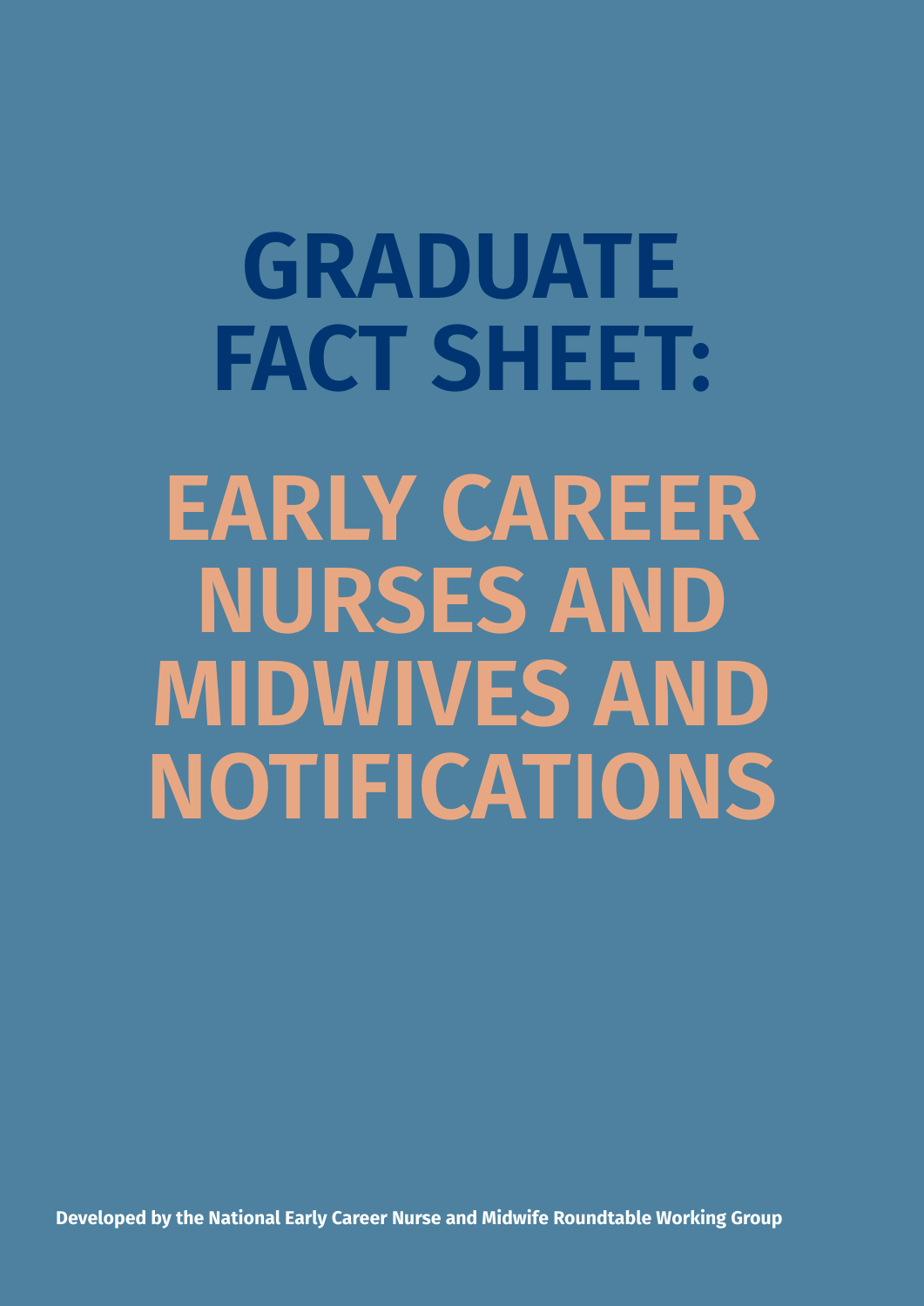# GRADUATE FACT SHEET:

# EARLY CAREER NURSES AND MIDWIVES AND NOTIFICATIONS

**Developed by the National Early Career Nurse and Midwife Roundtable Working Group**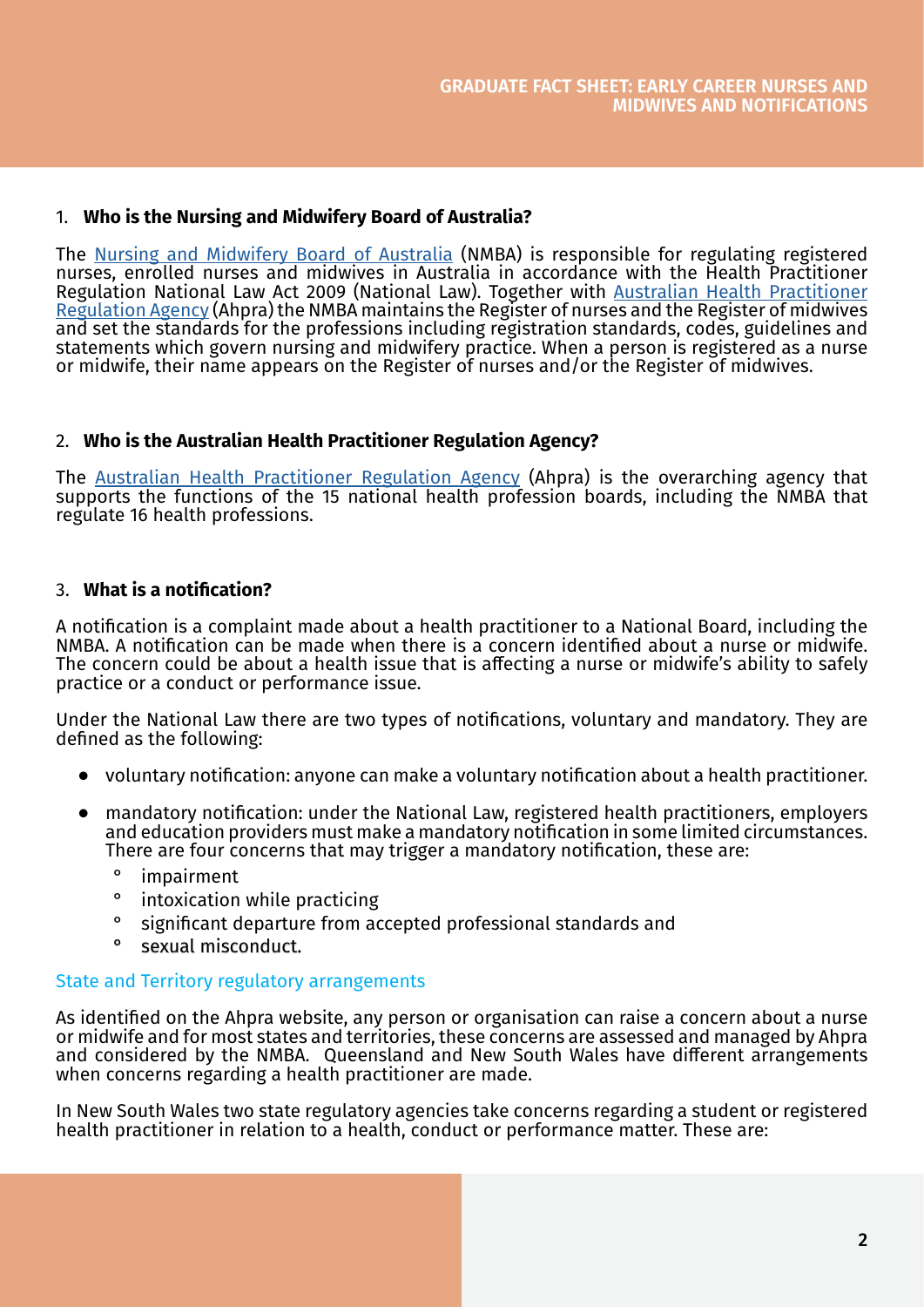## 1. Who is the Nursing and Midwifery Board of Australia?

The Nursing and Midwifery Board of Australia (NMBA) is responsible for regulating registered nurses, enrolled nurses and midwives in Australia in accordance with the Health Practitioner Regulation National Law Act 2009 (National Law). Together with Australian Health Practitioner Regulation Agency (Ahpra) the NMBA maintains the Register of nurses and the Register of midwives and set the standards for the professions including registration standards, codes, guidelines and statements which govern nursing and midwifery practice. When a person is registered as a nurse or midwife, their name appears on the Register of nurses and/or the Register of midwives.

## 2. Who is the Australian Health Practitioner Regulation Agency?

The Australian Health Practitioner Regulation Agency (Ahpra) is the overarching agency that supports the functions of the 15 national health profession boards, including the NMBA that regulate 16 health professions.

## 3. What is a notification?

A notification is a complaint made about a health practitioner to a National Board, including the NMBA. A notification can be made when there is a concern identified about a nurse or midwife. The concern could be about a health issue that is affecting a nurse or midwife's ability to safely practice or a conduct or performance issue.

Under the National Law there are two types of notifications, voluntary and mandatory. They are defined as the following:

- voluntary notification: anyone can make a voluntary notification about a health practitioner.
- mandatory notification: under the National Law, registered health practitioners, employers and education providers must make a mandatory notification in some limited circumstances. There are four concerns that may trigger a mandatory notification, these are:
  - impairment
  - intoxication while practicing
  - significant departure from accepted professional standards and
  - sexual misconduct.

### State and Territory regulatory arrangements

As identified on the Ahpra website, any person or organisation can raise a concern about a nurse or midwife and for most states and territories, these concerns are assessed and managed by Ahpra and considered by the NMBA. Queensland and New South Wales have different arrangements when concerns regarding a health practitioner are made.

In New South Wales two state regulatory agencies take concerns regarding a student or registered health practitioner in relation to a health, conduct or performance matter. These are: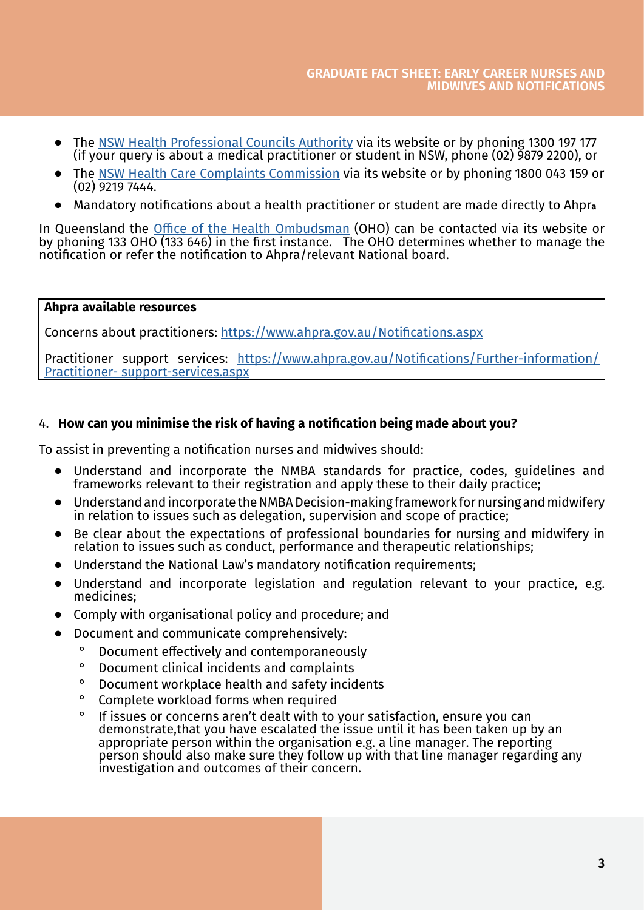- The [NSW Health Professional Councils Authority](#) via its website or by phoning 1300 197 177 (if your query is about a medical practitioner or student in NSW, phone (02) 9879 2200), or
- The [NSW Health Care Complaints Commission](#) via its website or by phoning 1800 043 159 or (02) 9219 7444.
- Mandatory notifications about a health practitioner or student are made directly to Ahpra

In Queensland the [Office of the Health Ombudsman](#) (OHO) can be contacted via its website or by phoning 133 OHO (133 646) in the first instance. The OHO determines whether to manage the notification or refer the notification to Ahpra/relevant National board.

| **Ahpra available resources** |
|---|
| Concerns about practitioners: https://www.ahpra.gov.au/Notifications.aspx |
| Practitioner support services: https://www.ahpra.gov.au/Notifications/Further-information/Practitioner- support-services.aspx |

4. **How can you minimise the risk of having a notification being made about you?**

To assist in preventing a notification nurses and midwives should:

- Understand and incorporate the NMBA standards for practice, codes, guidelines and frameworks relevant to their registration and apply these to their daily practice;
- Understand and incorporate the NMBA Decision-making framework for nursing and midwifery in relation to issues such as delegation, supervision and scope of practice;
- Be clear about the expectations of professional boundaries for nursing and midwifery in relation to issues such as conduct, performance and therapeutic relationships;
- Understand the National Law's mandatory notification requirements;
- Understand and incorporate legislation and regulation relevant to your practice, e.g. medicines;
- Comply with organisational policy and procedure; and
- Document and communicate comprehensively:
  - Document effectively and contemporaneously
  - Document clinical incidents and complaints
  - Document workplace health and safety incidents
  - Complete workload forms when required
  - If issues or concerns aren't dealt with to your satisfaction, ensure you can demonstrate,that you have escalated the issue until it has been taken up by an appropriate person within the organisation e.g. a line manager. The reporting person should also make sure they follow up with that line manager regarding any investigation and outcomes of their concern.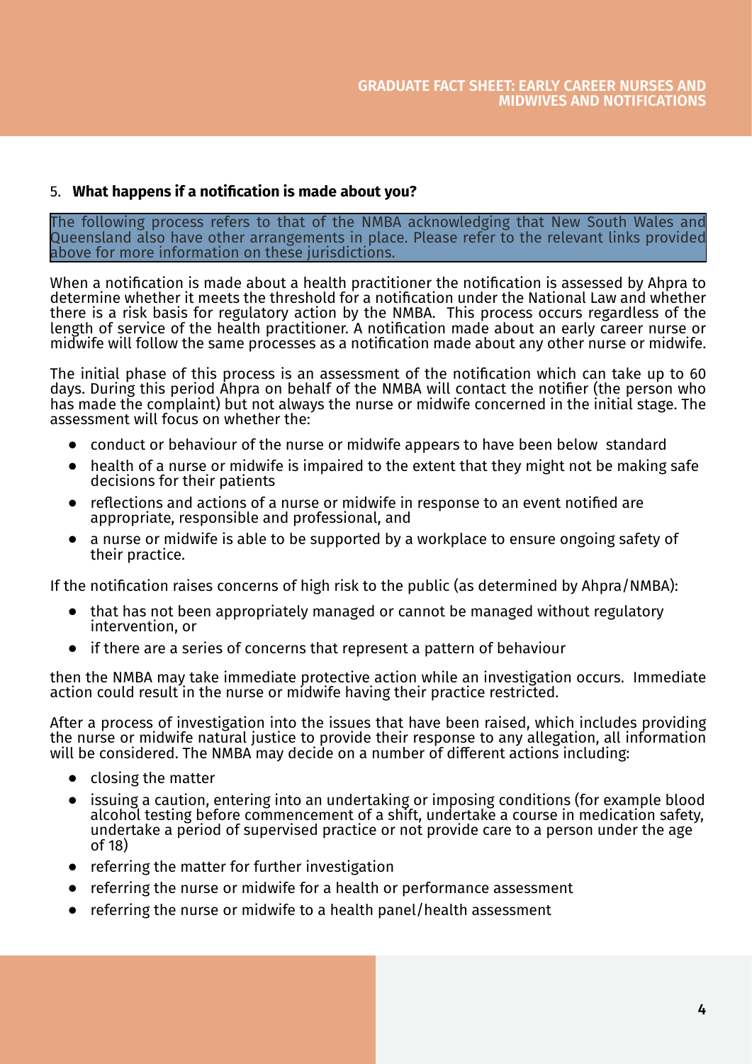## 5. **What happens if a notification is made about you?**

The following process refers to that of the NMBA acknowledging that New South Wales and Queensland also have other arrangements in place. Please refer to the relevant links provided above for more information on these jurisdictions.

When a notification is made about a health practitioner the notification is assessed by Ahpra to determine whether it meets the threshold for a notification under the National Law and whether there is a risk basis for regulatory action by the NMBA. This process occurs regardless of the length of service of the health practitioner. A notification made about an early career nurse or midwife will follow the same processes as a notification made about any other nurse or midwife.

The initial phase of this process is an assessment of the notification which can take up to 60 days. During this period Ahpra on behalf of the NMBA will contact the notifier (the person who has made the complaint) but not always the nurse or midwife concerned in the initial stage. The assessment will focus on whether the:

- conduct or behaviour of the nurse or midwife appears to have been below standard
- health of a nurse or midwife is impaired to the extent that they might not be making safe decisions for their patients
- reflections and actions of a nurse or midwife in response to an event notified are appropriate, responsible and professional, and
- a nurse or midwife is able to be supported by a workplace to ensure ongoing safety of their practice.

If the notification raises concerns of high risk to the public (as determined by Ahpra/NMBA):

- that has not been appropriately managed or cannot be managed without regulatory intervention, or
- if there are a series of concerns that represent a pattern of behaviour

then the NMBA may take immediate protective action while an investigation occurs. Immediate action could result in the nurse or midwife having their practice restricted.

After a process of investigation into the issues that have been raised, which includes providing the nurse or midwife natural justice to provide their response to any allegation, all information will be considered. The NMBA may decide on a number of different actions including:

- closing the matter
- issuing a caution, entering into an undertaking or imposing conditions (for example blood alcohol testing before commencement of a shift, undertake a course in medication safety, undertake a period of supervised practice or not provide care to a person under the age of 18)
- referring the matter for further investigation
- referring the nurse or midwife for a health or performance assessment
- referring the nurse or midwife to a health panel/health assessment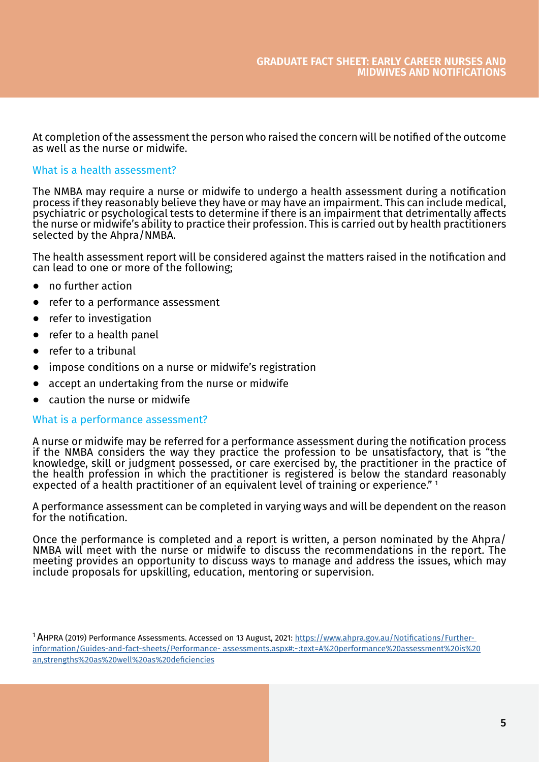At completion of the assessment the person who raised the concern will be notified of the outcome as well as the nurse or midwife.

## What is a health assessment?

The NMBA may require a nurse or midwife to undergo a health assessment during a notification process if they reasonably believe they have or may have an impairment. This can include medical, psychiatric or psychological tests to determine if there is an impairment that detrimentally affects the nurse or midwife's ability to practice their profession. This is carried out by health practitioners selected by the Ahpra/NMBA.

The health assessment report will be considered against the matters raised in the notification and can lead to one or more of the following;

- no further action
- refer to a performance assessment
- refer to investigation
- refer to a health panel
- refer to a tribunal
- impose conditions on a nurse or midwife's registration
- accept an undertaking from the nurse or midwife
- caution the nurse or midwife

## What is a performance assessment?

A nurse or midwife may be referred for a performance assessment during the notification process if the NMBA considers the way they practice the profession to be unsatisfactory, that is "the knowledge, skill or judgment possessed, or care exercised by, the practitioner in the practice of the health profession in which the practitioner is registered is below the standard reasonably expected of a health practitioner of an equivalent level of training or experience." [1]

A performance assessment can be completed in varying ways and will be dependent on the reason for the notification.

Once the performance is completed and a report is written, a person nominated by the Ahpra/NMBA will meet with the nurse or midwife to discuss the recommendations in the report. The meeting provides an opportunity to discuss ways to manage and address the issues, which may include proposals for upskilling, education, mentoring or supervision.

---

[1] AHPRA (2019) Performance Assessments. Accessed on 13 August, 2021: https://www.ahpra.gov.au/Notifications/Further-information/Guides-and-fact-sheets/Performance- assessments.aspx#:~:text=A%20performance%20assessment%20is%20an,strengths%20as%20well%20as%20deficiencies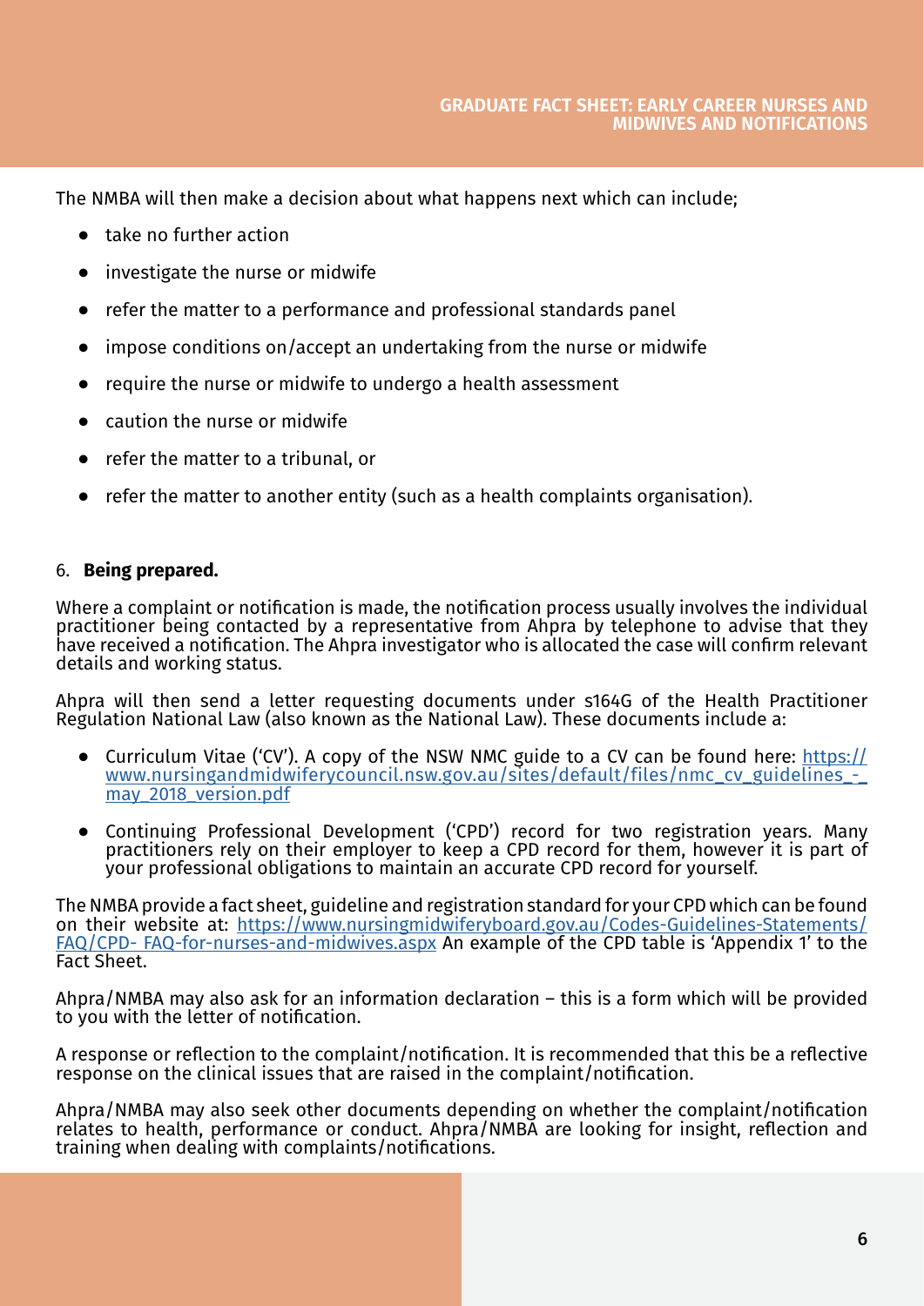The NMBA will then make a decision about what happens next which can include;

- take no further action
- investigate the nurse or midwife
- refer the matter to a performance and professional standards panel
- impose conditions on/accept an undertaking from the nurse or midwife
- require the nurse or midwife to undergo a health assessment
- caution the nurse or midwife
- refer the matter to a tribunal, or
- refer the matter to another entity (such as a health complaints organisation).

6. **Being prepared.**

Where a complaint or notification is made, the notification process usually involves the individual practitioner being contacted by a representative from Ahpra by telephone to advise that they have received a notification. The Ahpra investigator who is allocated the case will confirm relevant details and working status.

Ahpra will then send a letter requesting documents under s164G of the Health Practitioner Regulation National Law (also known as the National Law). These documents include a:

- Curriculum Vitae ('CV'). A copy of the NSW NMC guide to a CV can be found here: https://www.nursingandmidwiferycouncil.nsw.gov.au/sites/default/files/nmc_cv_guidelines_-_may_2018_version.pdf
- Continuing Professional Development ('CPD') record for two registration years. Many practitioners rely on their employer to keep a CPD record for them, however it is part of your professional obligations to maintain an accurate CPD record for yourself.

The NMBA provide a fact sheet, guideline and registration standard for your CPD which can be found on their website at: https://www.nursingmidwiferyboard.gov.au/Codes-Guidelines-Statements/FAQ/CPD- FAQ-for-nurses-and-midwives.aspx An example of the CPD table is 'Appendix 1' to the Fact Sheet.

Ahpra/NMBA may also ask for an information declaration – this is a form which will be provided to you with the letter of notification.

A response or reflection to the complaint/notification. It is recommended that this be a reflective response on the clinical issues that are raised in the complaint/notification.

Ahpra/NMBA may also seek other documents depending on whether the complaint/notification relates to health, performance or conduct. Ahpra/NMBA are looking for insight, reflection and training when dealing with complaints/notifications.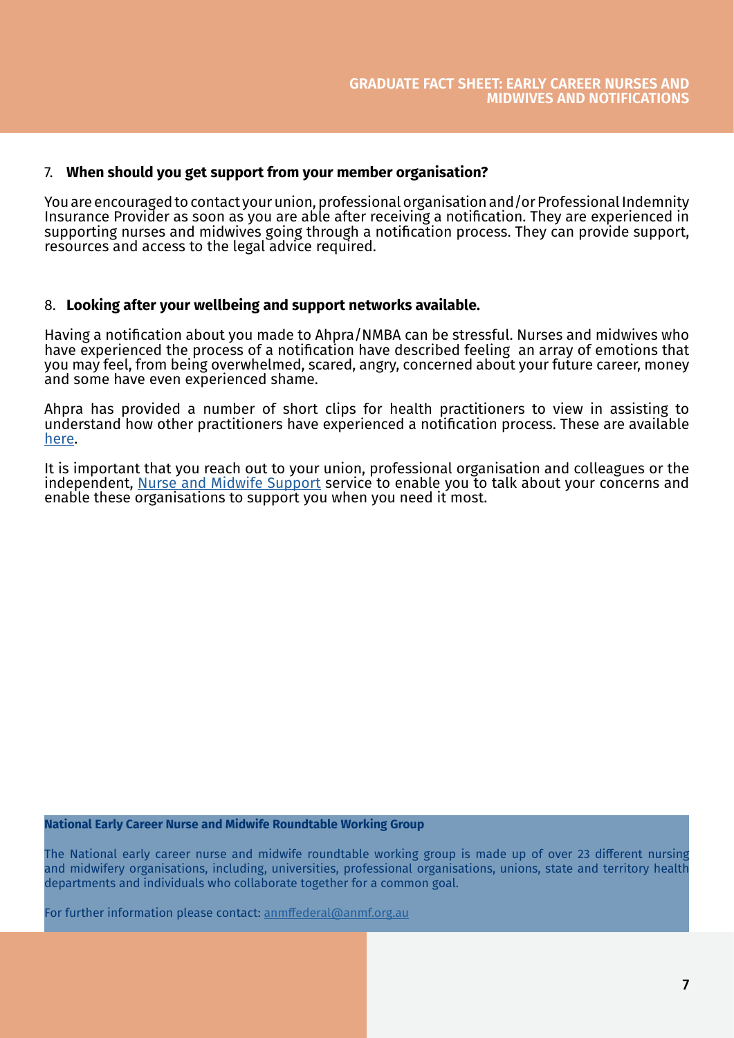## 7. When should you get support from your member organisation?

You are encouraged to contact your union, professional organisation and/or Professional Indemnity Insurance Provider as soon as you are able after receiving a notification. They are experienced in supporting nurses and midwives going through a notification process. They can provide support, resources and access to the legal advice required.

## 8. Looking after your wellbeing and support networks available.

Having a notification about you made to Ahpra/NMBA can be stressful. Nurses and midwives who have experienced the process of a notification have described feeling an array of emotions that you may feel, from being overwhelmed, scared, angry, concerned about your future career, money and some have even experienced shame.

Ahpra has provided a number of short clips for health practitioners to view in assisting to understand how other practitioners have experienced a notification process. These are available here.

It is important that you reach out to your union, professional organisation and colleagues or the independent, Nurse and Midwife Support service to enable you to talk about your concerns and enable these organisations to support you when you need it most.

**National Early Career Nurse and Midwife Roundtable Working Group**

The National early career nurse and midwife roundtable working group is made up of over 23 different nursing and midwifery organisations, including, universities, professional organisations, unions, state and territory health departments and individuals who collaborate together for a common goal.

For further information please contact: anmffederal@anmf.org.au